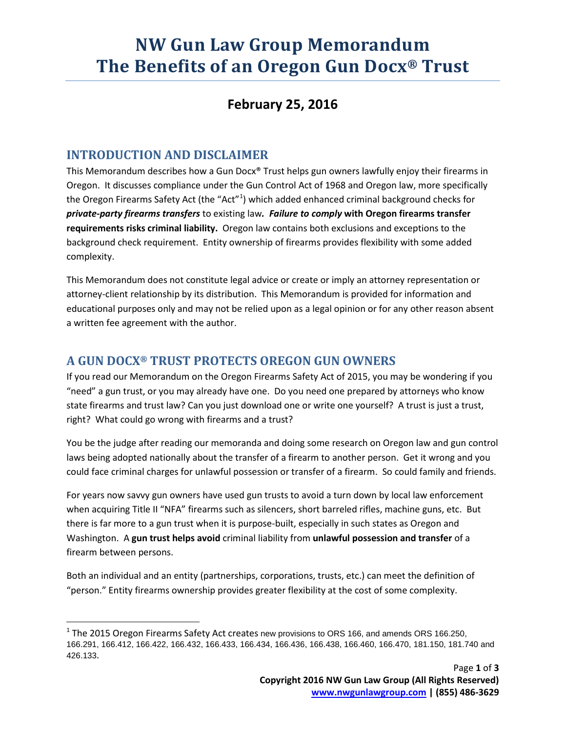# NW Gun Law Group Memorandum
# The Benefits of an Oregon Gun Docx® Trust

## February 25, 2016

## INTRODUCTION AND DISCLAIMER

This Memorandum describes how a Gun Docx® Trust helps gun owners lawfully enjoy their firearms in Oregon. It discusses compliance under the Gun Control Act of 1968 and Oregon law, more specifically the Oregon Firearms Safety Act (the "Act"[1]) which added enhanced criminal background checks for ***private-party firearms transfers*** to existing law***. Failure to comply*** **with Oregon firearms transfer requirements risks criminal liability.** Oregon law contains both exclusions and exceptions to the background check requirement. Entity ownership of firearms provides flexibility with some added complexity.

This Memorandum does not constitute legal advice or create or imply an attorney representation or attorney-client relationship by its distribution. This Memorandum is provided for information and educational purposes only and may not be relied upon as a legal opinion or for any other reason absent a written fee agreement with the author.

## A GUN DOCX® TRUST PROTECTS OREGON GUN OWNERS

If you read our Memorandum on the Oregon Firearms Safety Act of 2015, you may be wondering if you "need" a gun trust, or you may already have one. Do you need one prepared by attorneys who know state firearms and trust law? Can you just download one or write one yourself? A trust is just a trust, right? What could go wrong with firearms and a trust?

You be the judge after reading our memoranda and doing some research on Oregon law and gun control laws being adopted nationally about the transfer of a firearm to another person. Get it wrong and you could face criminal charges for unlawful possession or transfer of a firearm. So could family and friends.

For years now savvy gun owners have used gun trusts to avoid a turn down by local law enforcement when acquiring Title II "NFA" firearms such as silencers, short barreled rifles, machine guns, etc. But there is far more to a gun trust when it is purpose-built, especially in such states as Oregon and Washington. A **gun trust helps avoid** criminal liability from **unlawful possession and transfer** of a firearm between persons.

Both an individual and an entity (partnerships, corporations, trusts, etc.) can meet the definition of "person." Entity firearms ownership provides greater flexibility at the cost of some complexity.

---

[1] The 2015 Oregon Firearms Safety Act creates new provisions to ORS 166, and amends ORS 166.250, 166.291, 166.412, 166.422, 166.432, 166.433, 166.434, 166.436, 166.438, 166.460, 166.470, 181.150, 181.740 and 426.133.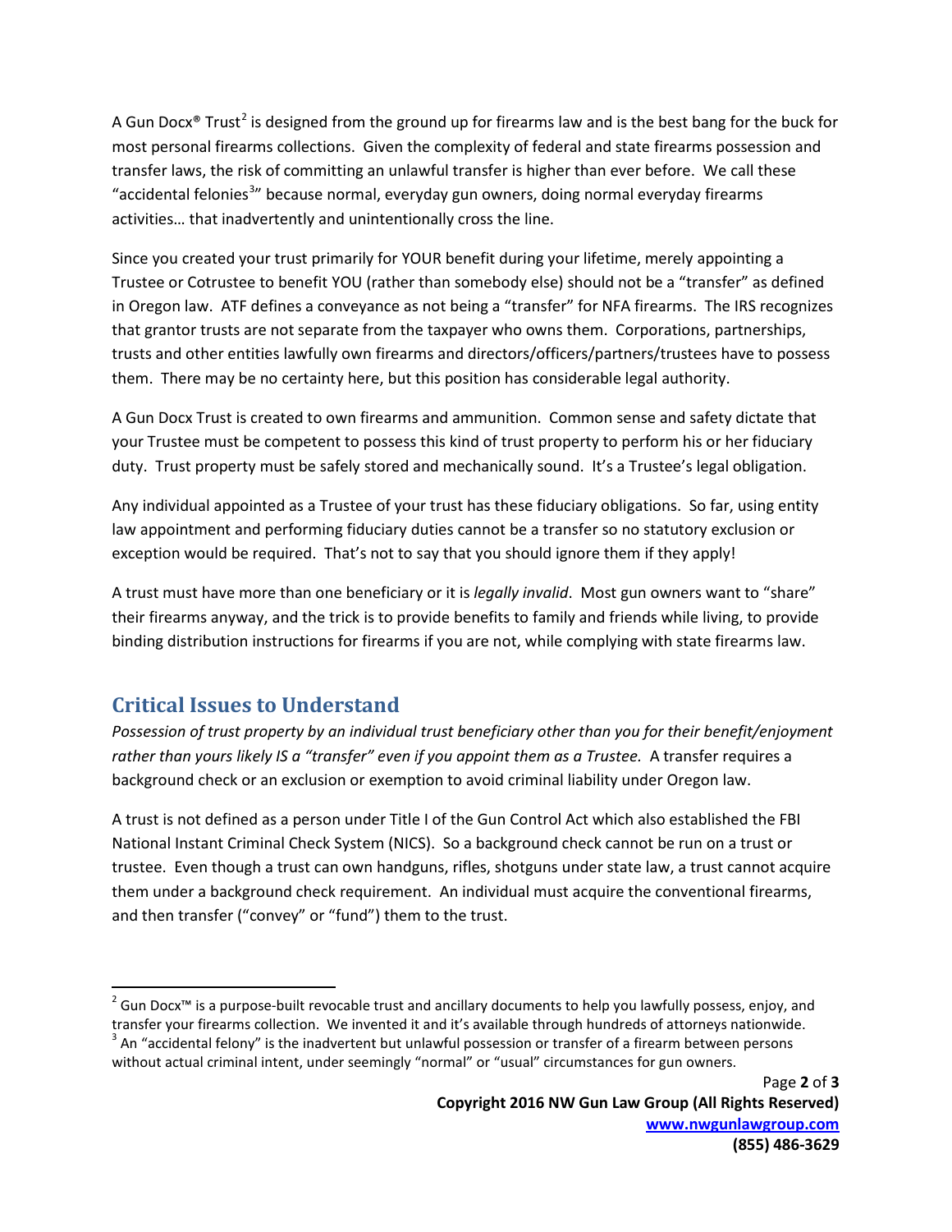A Gun Docx® Trust[2] is designed from the ground up for firearms law and is the best bang for the buck for most personal firearms collections. Given the complexity of federal and state firearms possession and transfer laws, the risk of committing an unlawful transfer is higher than ever before. We call these "accidental felonies[3]" because normal, everyday gun owners, doing normal everyday firearms activities… that inadvertently and unintentionally cross the line.

Since you created your trust primarily for YOUR benefit during your lifetime, merely appointing a Trustee or Cotrustee to benefit YOU (rather than somebody else) should not be a "transfer" as defined in Oregon law. ATF defines a conveyance as not being a "transfer" for NFA firearms. The IRS recognizes that grantor trusts are not separate from the taxpayer who owns them. Corporations, partnerships, trusts and other entities lawfully own firearms and directors/officers/partners/trustees have to possess them. There may be no certainty here, but this position has considerable legal authority.

A Gun Docx Trust is created to own firearms and ammunition. Common sense and safety dictate that your Trustee must be competent to possess this kind of trust property to perform his or her fiduciary duty. Trust property must be safely stored and mechanically sound. It's a Trustee's legal obligation.

Any individual appointed as a Trustee of your trust has these fiduciary obligations. So far, using entity law appointment and performing fiduciary duties cannot be a transfer so no statutory exclusion or exception would be required. That's not to say that you should ignore them if they apply!

A trust must have more than one beneficiary or it is *legally invalid*. Most gun owners want to "share" their firearms anyway, and the trick is to provide benefits to family and friends while living, to provide binding distribution instructions for firearms if you are not, while complying with state firearms law.

## Critical Issues to Understand

*Possession of trust property by an individual trust beneficiary other than you for their benefit/enjoyment rather than yours likely IS a "transfer" even if you appoint them as a Trustee.* A transfer requires a background check or an exclusion or exemption to avoid criminal liability under Oregon law.

A trust is not defined as a person under Title I of the Gun Control Act which also established the FBI National Instant Criminal Check System (NICS). So a background check cannot be run on a trust or trustee. Even though a trust can own handguns, rifles, shotguns under state law, a trust cannot acquire them under a background check requirement. An individual must acquire the conventional firearms, and then transfer ("convey" or "fund") them to the trust.

---

[2] Gun Docx™ is a purpose-built revocable trust and ancillary documents to help you lawfully possess, enjoy, and transfer your firearms collection. We invented it and it's available through hundreds of attorneys nationwide.

[3] An "accidental felony" is the inadvertent but unlawful possession or transfer of a firearm between persons without actual criminal intent, under seemingly "normal" or "usual" circumstances for gun owners.

**Copyright 2016 NW Gun Law Group (All Rights Reserved)**
**www.nwgunlawgroup.com**
**(855) 486-3629**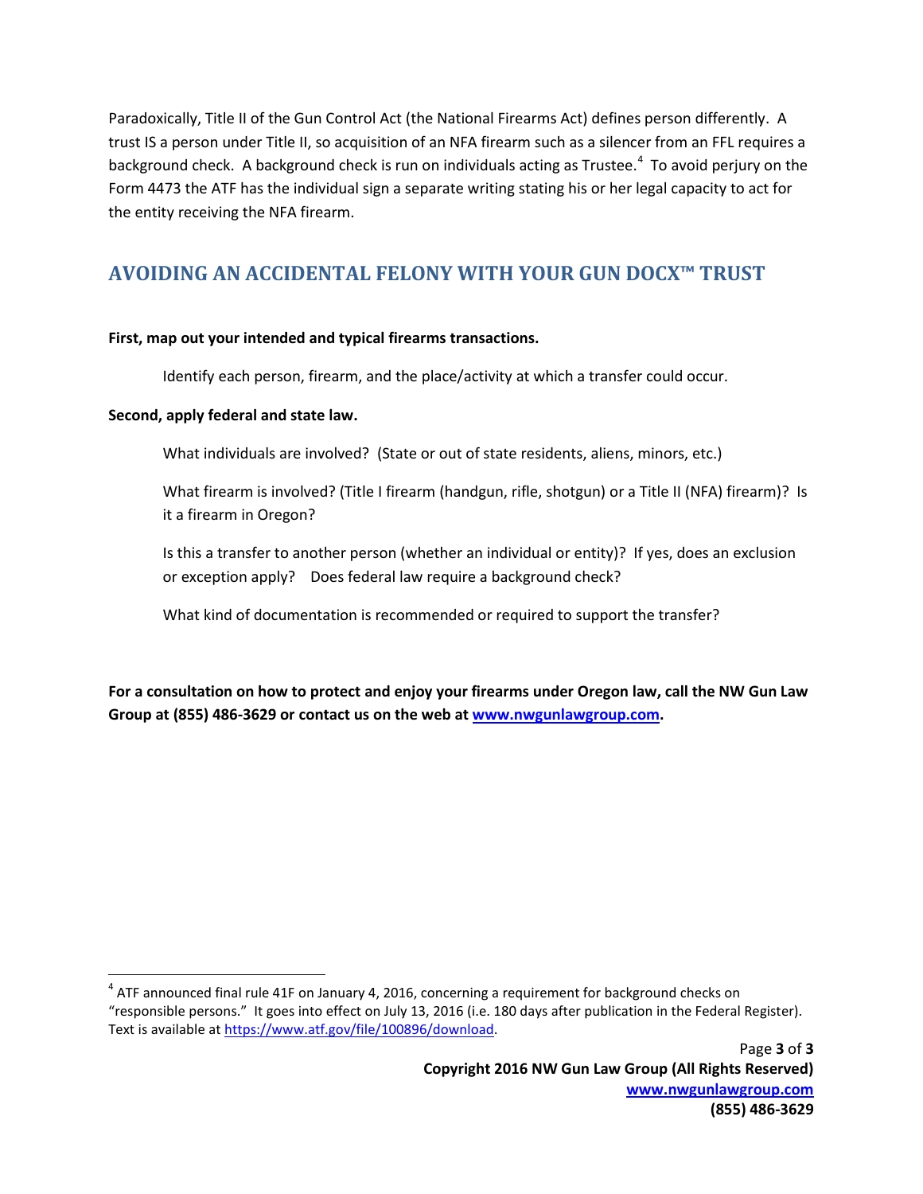Paradoxically, Title II of the Gun Control Act (the National Firearms Act) defines person differently. A trust IS a person under Title II, so acquisition of an NFA firearm such as a silencer from an FFL requires a background check. A background check is run on individuals acting as Trustee.[4] To avoid perjury on the Form 4473 the ATF has the individual sign a separate writing stating his or her legal capacity to act for the entity receiving the NFA firearm.

## AVOIDING AN ACCIDENTAL FELONY WITH YOUR GUN DOCX™ TRUST

**First, map out your intended and typical firearms transactions.**

Identify each person, firearm, and the place/activity at which a transfer could occur.

**Second, apply federal and state law.**

What individuals are involved? (State or out of state residents, aliens, minors, etc.)

What firearm is involved? (Title I firearm (handgun, rifle, shotgun) or a Title II (NFA) firearm)? Is it a firearm in Oregon?

Is this a transfer to another person (whether an individual or entity)? If yes, does an exclusion or exception apply? Does federal law require a background check?

What kind of documentation is recommended or required to support the transfer?

**For a consultation on how to protect and enjoy your firearms under Oregon law, call the NW Gun Law Group at (855) 486-3629 or contact us on the web at [www.nwgunlawgroup.com](http://www.nwgunlawgroup.com).**

---

[4] ATF announced final rule 41F on January 4, 2016, concerning a requirement for background checks on "responsible persons." It goes into effect on July 13, 2016 (i.e. 180 days after publication in the Federal Register). Text is available at [https://www.atf.gov/file/100896/download](https://www.atf.gov/file/100896/download).